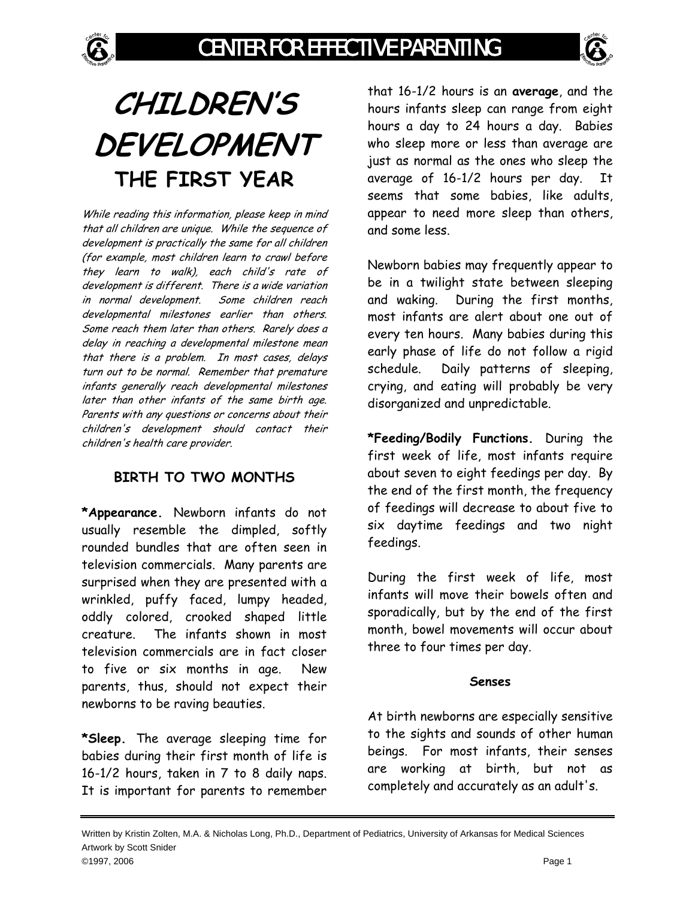# CHILDREN'S DEVELOPMENT

## THE FIRST YEAR

*While reading this information, please keep in mind that all children are unique. While the sequence of development is practically the same for all children (for example, most children learn to crawl before they learn to walk), each child's rate of development is different. There is a wide variation in normal development. Some children reach developmental milestones earlier than others. Some reach them later than others. Rarely does a delay in reaching a developmental milestone mean that there is a problem. In most cases, delays turn out to be normal. Remember that premature infants generally reach developmental milestones later than other infants of the same birth age. Parents with any questions or concerns about their children's development should contact their children's health care provider.*

### BIRTH TO TWO MONTHS

**\*Appearance.** Newborn infants do not usually resemble the dimpled, softly rounded bundles that are often seen in television commercials. Many parents are surprised when they are presented with a wrinkled, puffy faced, lumpy headed, oddly colored, crooked shaped little creature. The infants shown in most television commercials are in fact closer to five or six months in age. New parents, thus, should not expect their newborns to be raving beauties.

**\*Sleep.** The average sleeping time for babies during their first month of life is 16-1/2 hours, taken in 7 to 8 daily naps. It is important for parents to remember that 16-1/2 hours is an **average**, and the hours infants sleep can range from eight hours a day to 24 hours a day. Babies who sleep more or less than average are just as normal as the ones who sleep the average of 16-1/2 hours per day. It seems that some babies, like adults, appear to need more sleep than others, and some less.

Newborn babies may frequently appear to be in a twilight state between sleeping and waking. During the first months, most infants are alert about one out of every ten hours. Many babies during this early phase of life do not follow a rigid schedule. Daily patterns of sleeping, crying, and eating will probably be very disorganized and unpredictable.

**\*Feeding/Bodily Functions.** During the first week of life, most infants require about seven to eight feedings per day. By the end of the first month, the frequency of feedings will decrease to about five to six daytime feedings and two night feedings.

During the first week of life, most infants will move their bowels often and sporadically, but by the end of the first month, bowel movements will occur about three to four times per day.

#### Senses

At birth newborns are especially sensitive to the sights and sounds of other human beings. For most infants, their senses are working at birth, but not as completely and accurately as an adult's.

Written by Kristin Zolten, M.A. & Nicholas Long, Ph.D., Department of Pediatrics, University of Arkansas for Medical Sciences
Artwork by Scott Snider
©1997, 2006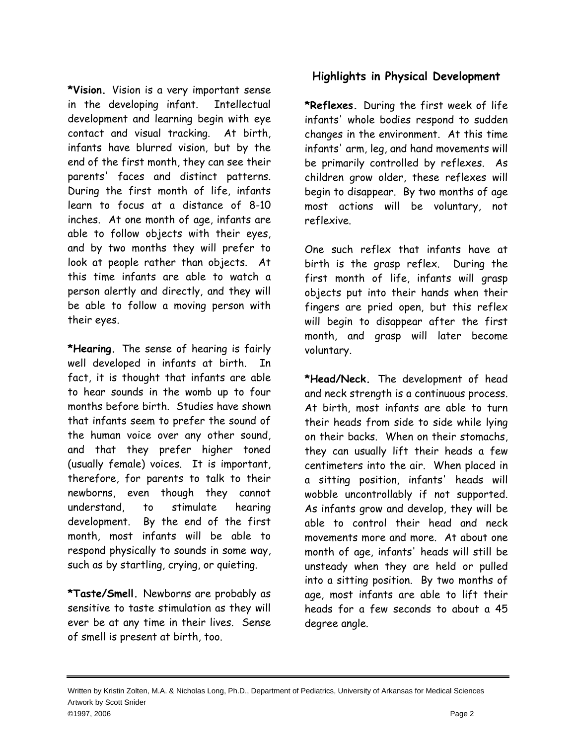**\*Vision.** Vision is a very important sense in the developing infant. Intellectual development and learning begin with eye contact and visual tracking. At birth, infants have blurred vision, but by the end of the first month, they can see their parents' faces and distinct patterns. During the first month of life, infants learn to focus at a distance of 8-10 inches. At one month of age, infants are able to follow objects with their eyes, and by two months they will prefer to look at people rather than objects. At this time infants are able to watch a person alertly and directly, and they will be able to follow a moving person with their eyes.

**\*Hearing.** The sense of hearing is fairly well developed in infants at birth. In fact, it is thought that infants are able to hear sounds in the womb up to four months before birth. Studies have shown that infants seem to prefer the sound of the human voice over any other sound, and that they prefer higher toned (usually female) voices. It is important, therefore, for parents to talk to their newborns, even though they cannot understand, to stimulate hearing development. By the end of the first month, most infants will be able to respond physically to sounds in some way, such as by startling, crying, or quieting.

**\*Taste/Smell.** Newborns are probably as sensitive to taste stimulation as they will ever be at any time in their lives. Sense of smell is present at birth, too.

## Highlights in Physical Development

**\*Reflexes.** During the first week of life infants' whole bodies respond to sudden changes in the environment. At this time infants' arm, leg, and hand movements will be primarily controlled by reflexes. As children grow older, these reflexes will begin to disappear. By two months of age most actions will be voluntary, not reflexive.

One such reflex that infants have at birth is the grasp reflex. During the first month of life, infants will grasp objects put into their hands when their fingers are pried open, but this reflex will begin to disappear after the first month, and grasp will later become voluntary.

**\*Head/Neck.** The development of head and neck strength is a continuous process. At birth, most infants are able to turn their heads from side to side while lying on their backs. When on their stomachs, they can usually lift their heads a few centimeters into the air. When placed in a sitting position, infants' heads will wobble uncontrollably if not supported. As infants grow and develop, they will be able to control their head and neck movements more and more. At about one month of age, infants' heads will still be unsteady when they are held or pulled into a sitting position. By two months of age, most infants are able to lift their heads for a few seconds to about a 45 degree angle.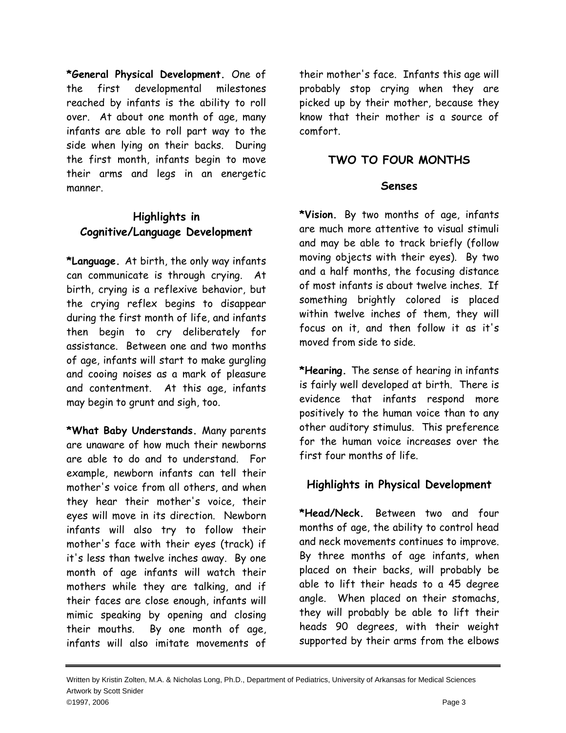**\*General Physical Development.** One of the first developmental milestones reached by infants is the ability to roll over. At about one month of age, many infants are able to roll part way to the side when lying on their backs. During the first month, infants begin to move their arms and legs in an energetic manner.

### Highlights in Cognitive/Language Development

**\*Language.** At birth, the only way infants can communicate is through crying. At birth, crying is a reflexive behavior, but the crying reflex begins to disappear during the first month of life, and infants then begin to cry deliberately for assistance. Between one and two months of age, infants will start to make gurgling and cooing noises as a mark of pleasure and contentment. At this age, infants may begin to grunt and sigh, too.

**\*What Baby Understands.** Many parents are unaware of how much their newborns are able to do and to understand. For example, newborn infants can tell their mother's voice from all others, and when they hear their mother's voice, their eyes will move in its direction. Newborn infants will also try to follow their mother's face with their eyes (track) if it's less than twelve inches away. By one month of age infants will watch their mothers while they are talking, and if their faces are close enough, infants will mimic speaking by opening and closing their mouths. By one month of age, infants will also imitate movements of their mother's face. Infants this age will probably stop crying when they are picked up by their mother, because they know that their mother is a source of comfort.

## TWO TO FOUR MONTHS

### Senses

**\*Vision.** By two months of age, infants are much more attentive to visual stimuli and may be able to track briefly (follow moving objects with their eyes). By two and a half months, the focusing distance of most infants is about twelve inches. If something brightly colored is placed within twelve inches of them, they will focus on it, and then follow it as it's moved from side to side.

**\*Hearing.** The sense of hearing in infants is fairly well developed at birth. There is evidence that infants respond more positively to the human voice than to any other auditory stimulus. This preference for the human voice increases over the first four months of life.

### Highlights in Physical Development

**\*Head/Neck.** Between two and four months of age, the ability to control head and neck movements continues to improve. By three months of age infants, when placed on their backs, will probably be able to lift their heads to a 45 degree angle. When placed on their stomachs, they will probably be able to lift their heads 90 degrees, with their weight supported by their arms from the elbows

Written by Kristin Zolten, M.A. & Nicholas Long, Ph.D., Department of Pediatrics, University of Arkansas for Medical Sciences
Artwork by Scott Snider
©1997, 2006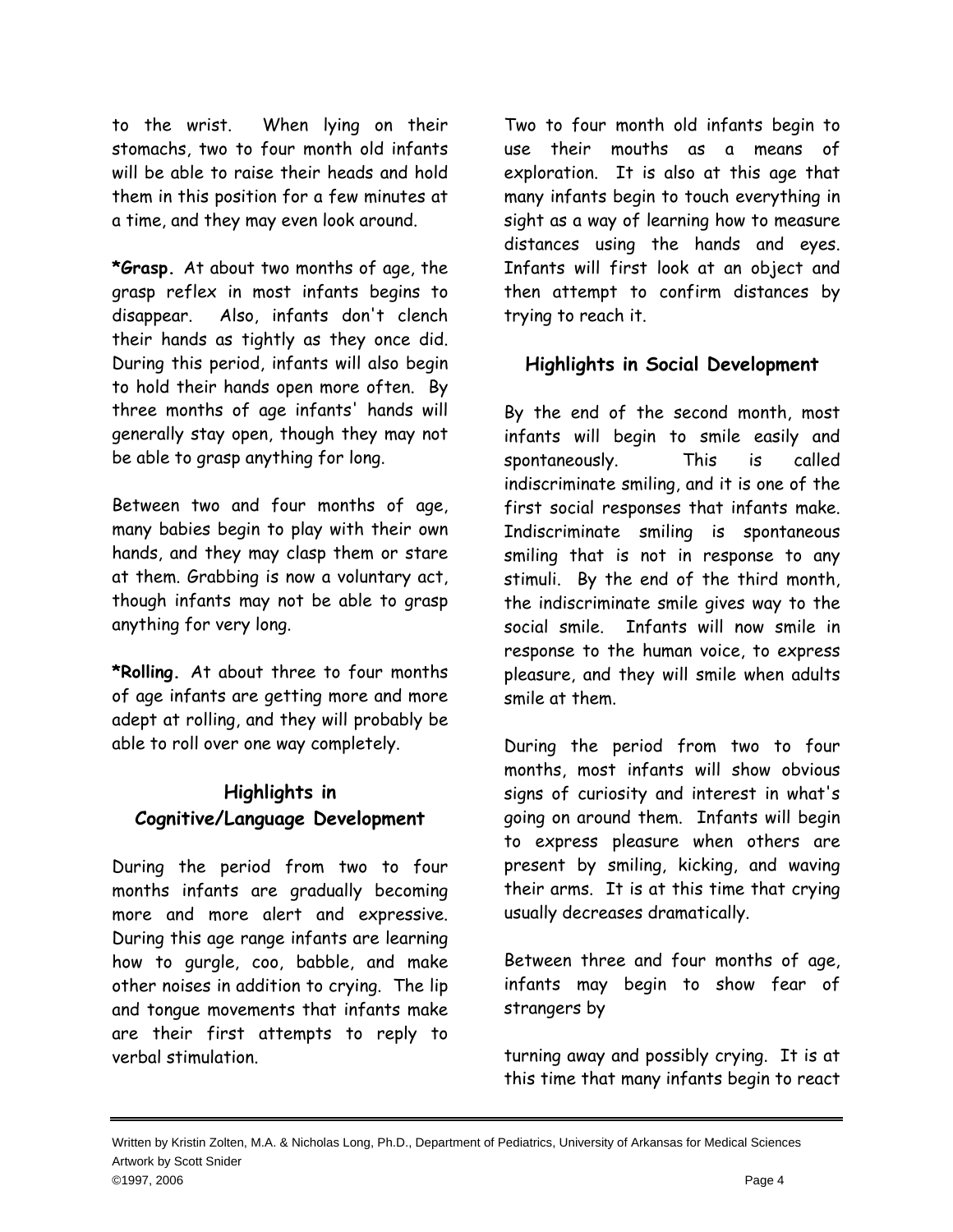to the wrist. When lying on their stomachs, two to four month old infants will be able to raise their heads and hold them in this position for a few minutes at a time, and they may even look around.

***Grasp.** At about two months of age, the grasp reflex in most infants begins to disappear. Also, infants don't clench their hands as tightly as they once did. During this period, infants will also begin to hold their hands open more often. By three months of age infants' hands will generally stay open, though they may not be able to grasp anything for long.

Between two and four months of age, many babies begin to play with their own hands, and they may clasp them or stare at them. Grabbing is now a voluntary act, though infants may not be able to grasp anything for very long.

***Rolling.** At about three to four months of age infants are getting more and more adept at rolling, and they will probably be able to roll over one way completely.

## Highlights in Cognitive/Language Development

During the period from two to four months infants are gradually becoming more and more alert and expressive. During this age range infants are learning how to gurgle, coo, babble, and make other noises in addition to crying. The lip and tongue movements that infants make are their first attempts to reply to verbal stimulation.

Two to four month old infants begin to use their mouths as a means of exploration. It is also at this age that many infants begin to touch everything in sight as a way of learning how to measure distances using the hands and eyes. Infants will first look at an object and then attempt to confirm distances by trying to reach it.

## Highlights in Social Development

By the end of the second month, most infants will begin to smile easily and spontaneously. This is called indiscriminate smiling, and it is one of the first social responses that infants make. Indiscriminate smiling is spontaneous smiling that is not in response to any stimuli. By the end of the third month, the indiscriminate smile gives way to the social smile. Infants will now smile in response to the human voice, to express pleasure, and they will smile when adults smile at them.

During the period from two to four months, most infants will show obvious signs of curiosity and interest in what's going on around them. Infants will begin to express pleasure when others are present by smiling, kicking, and waving their arms. It is at this time that crying usually decreases dramatically.

Between three and four months of age, infants may begin to show fear of strangers by turning away and possibly crying. It is at this time that many infants begin to react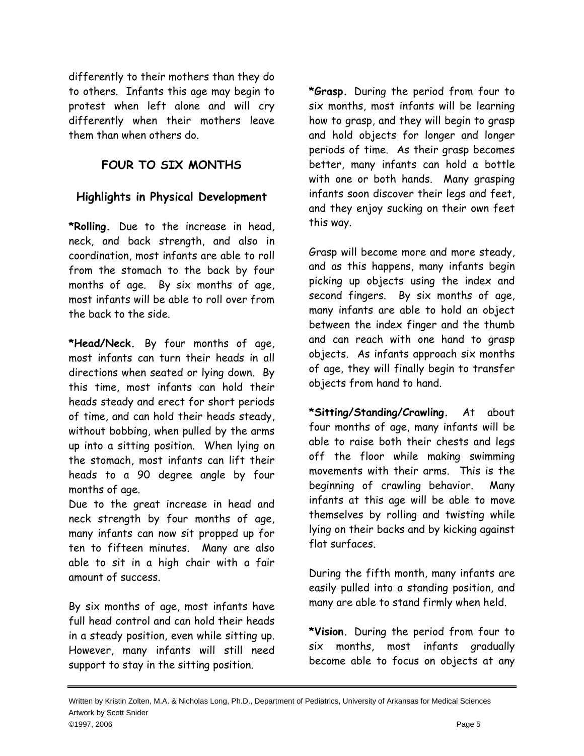differently to their mothers than they do to others. Infants this age may begin to protest when left alone and will cry differently when their mothers leave them than when others do.

## FOUR TO SIX MONTHS

### Highlights in Physical Development

***Rolling.** Due to the increase in head, neck, and back strength, and also in coordination, most infants are able to roll from the stomach to the back by four months of age. By six months of age, most infants will be able to roll over from the back to the side.

***Head/Neck.** By four months of age, most infants can turn their heads in all directions when seated or lying down. By this time, most infants can hold their heads steady and erect for short periods of time, and can hold their heads steady, without bobbing, when pulled by the arms up into a sitting position. When lying on the stomach, most infants can lift their heads to a 90 degree angle by four months of age.

Due to the great increase in head and neck strength by four months of age, many infants can now sit propped up for ten to fifteen minutes. Many are also able to sit in a high chair with a fair amount of success.

By six months of age, most infants have full head control and can hold their heads in a steady position, even while sitting up. However, many infants will still need support to stay in the sitting position.

***Grasp.** During the period from four to six months, most infants will be learning how to grasp, and they will begin to grasp and hold objects for longer and longer periods of time. As their grasp becomes better, many infants can hold a bottle with one or both hands. Many grasping infants soon discover their legs and feet, and they enjoy sucking on their own feet this way.

Grasp will become more and more steady, and as this happens, many infants begin picking up objects using the index and second fingers. By six months of age, many infants are able to hold an object between the index finger and the thumb and can reach with one hand to grasp objects. As infants approach six months of age, they will finally begin to transfer objects from hand to hand.

***Sitting/Standing/Crawling.** At about four months of age, many infants will be able to raise both their chests and legs off the floor while making swimming movements with their arms. This is the beginning of crawling behavior. Many infants at this age will be able to move themselves by rolling and twisting while lying on their backs and by kicking against flat surfaces.

During the fifth month, many infants are easily pulled into a standing position, and many are able to stand firmly when held.

***Vision.** During the period from four to six months, most infants gradually become able to focus on objects at any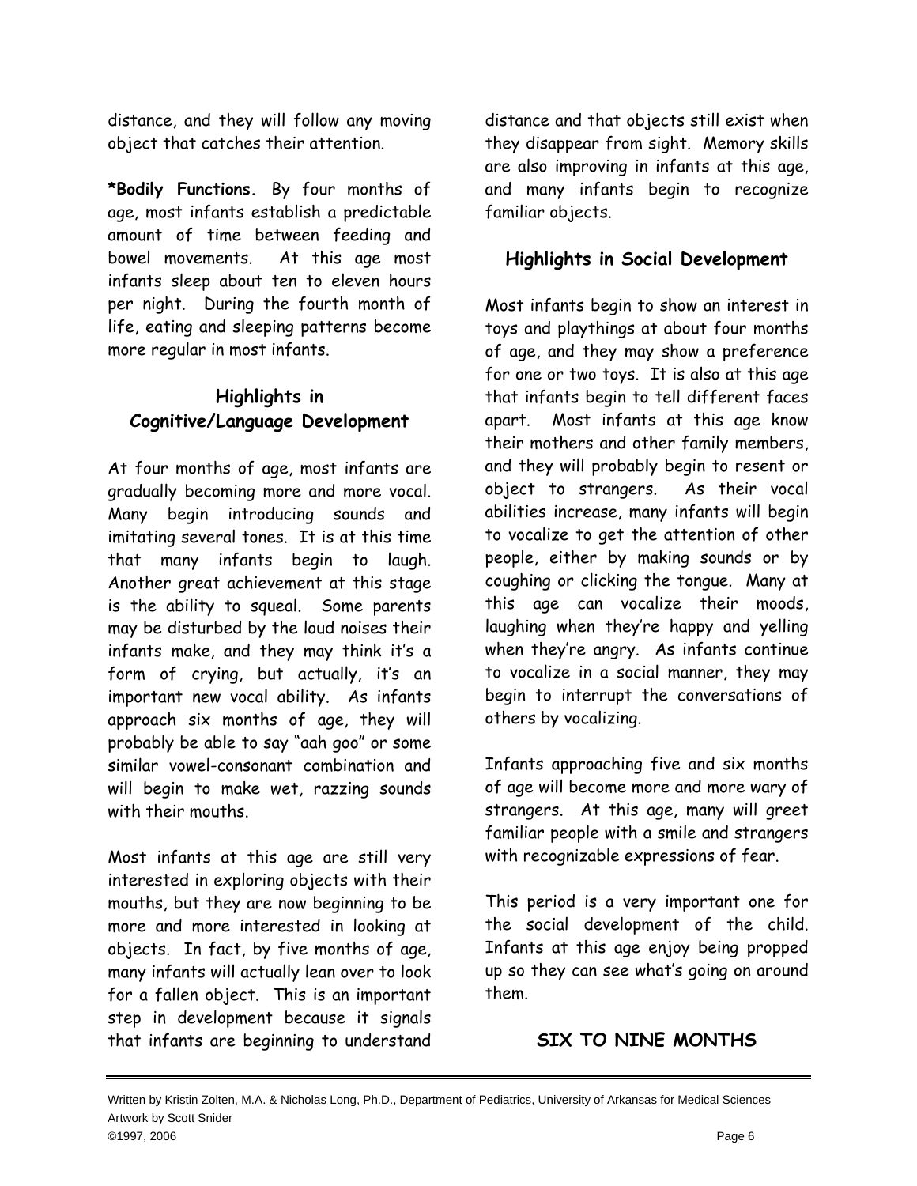distance, and they will follow any moving object that catches their attention.

***Bodily Functions.** By four months of age, most infants establish a predictable amount of time between feeding and bowel movements. At this age most infants sleep about ten to eleven hours per night. During the fourth month of life, eating and sleeping patterns become more regular in most infants.

## Highlights in Cognitive/Language Development

At four months of age, most infants are gradually becoming more and more vocal. Many begin introducing sounds and imitating several tones. It is at this time that many infants begin to laugh. Another great achievement at this stage is the ability to squeal. Some parents may be disturbed by the loud noises their infants make, and they may think it's a form of crying, but actually, it's an important new vocal ability. As infants approach six months of age, they will probably be able to say "aah goo" or some similar vowel-consonant combination and will begin to make wet, razzing sounds with their mouths.

Most infants at this age are still very interested in exploring objects with their mouths, but they are now beginning to be more and more interested in looking at objects. In fact, by five months of age, many infants will actually lean over to look for a fallen object. This is an important step in development because it signals that infants are beginning to understand distance and that objects still exist when they disappear from sight. Memory skills are also improving in infants at this age, and many infants begin to recognize familiar objects.

## Highlights in Social Development

Most infants begin to show an interest in toys and playthings at about four months of age, and they may show a preference for one or two toys. It is also at this age that infants begin to tell different faces apart. Most infants at this age know their mothers and other family members, and they will probably begin to resent or object to strangers. As their vocal abilities increase, many infants will begin to vocalize to get the attention of other people, either by making sounds or by coughing or clicking the tongue. Many at this age can vocalize their moods, laughing when they're happy and yelling when they're angry. As infants continue to vocalize in a social manner, they may begin to interrupt the conversations of others by vocalizing.

Infants approaching five and six months of age will become more and more wary of strangers. At this age, many will greet familiar people with a smile and strangers with recognizable expressions of fear.

This period is a very important one for the social development of the child. Infants at this age enjoy being propped up so they can see what's going on around them.

# SIX TO NINE MONTHS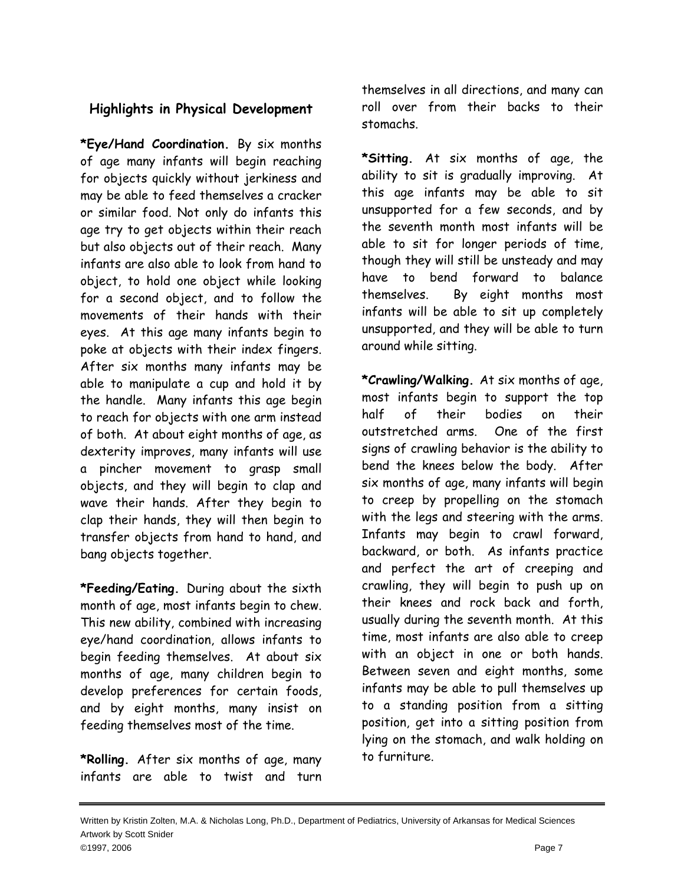## Highlights in Physical Development

**\*Eye/Hand Coordination.** By six months of age many infants will begin reaching for objects quickly without jerkiness and may be able to feed themselves a cracker or similar food. Not only do infants this age try to get objects within their reach but also objects out of their reach. Many infants are also able to look from hand to object, to hold one object while looking for a second object, and to follow the movements of their hands with their eyes. At this age many infants begin to poke at objects with their index fingers. After six months many infants may be able to manipulate a cup and hold it by the handle. Many infants this age begin to reach for objects with one arm instead of both. At about eight months of age, as dexterity improves, many infants will use a pincher movement to grasp small objects, and they will begin to clap and wave their hands. After they begin to clap their hands, they will then begin to transfer objects from hand to hand, and bang objects together.

**\*Feeding/Eating.** During about the sixth month of age, most infants begin to chew. This new ability, combined with increasing eye/hand coordination, allows infants to begin feeding themselves. At about six months of age, many children begin to develop preferences for certain foods, and by eight months, many insist on feeding themselves most of the time.

**\*Rolling.** After six months of age, many infants are able to twist and turn themselves in all directions, and many can roll over from their backs to their stomachs.

**\*Sitting.** At six months of age, the ability to sit is gradually improving. At this age infants may be able to sit unsupported for a few seconds, and by the seventh month most infants will be able to sit for longer periods of time, though they will still be unsteady and may have to bend forward to balance themselves. By eight months most infants will be able to sit up completely unsupported, and they will be able to turn around while sitting.

**\*Crawling/Walking.** At six months of age, most infants begin to support the top half of their bodies on their outstretched arms. One of the first signs of crawling behavior is the ability to bend the knees below the body. After six months of age, many infants will begin to creep by propelling on the stomach with the legs and steering with the arms. Infants may begin to crawl forward, backward, or both. As infants practice and perfect the art of creeping and crawling, they will begin to push up on their knees and rock back and forth, usually during the seventh month. At this time, most infants are also able to creep with an object in one or both hands. Between seven and eight months, some infants may be able to pull themselves up to a standing position from a sitting position, get into a sitting position from lying on the stomach, and walk holding on to furniture.

Written by Kristin Zolten, M.A. & Nicholas Long, Ph.D., Department of Pediatrics, University of Arkansas for Medical Sciences
Artwork by Scott Snider
©1997, 2006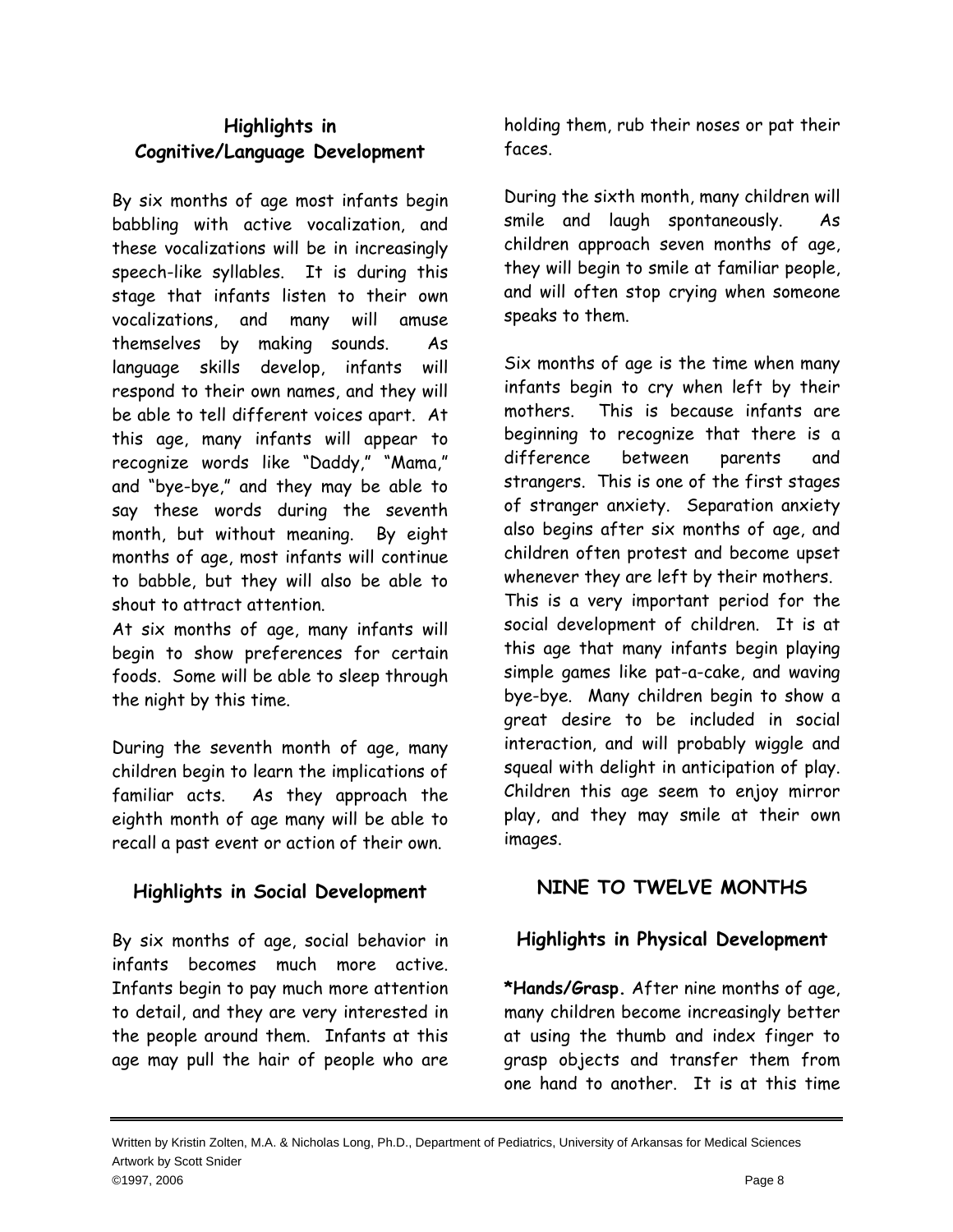### Highlights in Cognitive/Language Development

By six months of age most infants begin babbling with active vocalization, and these vocalizations will be in increasingly speech-like syllables. It is during this stage that infants listen to their own vocalizations, and many will amuse themselves by making sounds. As language skills develop, infants will respond to their own names, and they will be able to tell different voices apart. At this age, many infants will appear to recognize words like "Daddy," "Mama," and "bye-bye," and they may be able to say these words during the seventh month, but without meaning. By eight months of age, most infants will continue to babble, but they will also be able to shout to attract attention.

At six months of age, many infants will begin to show preferences for certain foods. Some will be able to sleep through the night by this time.

During the seventh month of age, many children begin to learn the implications of familiar acts. As they approach the eighth month of age many will be able to recall a past event or action of their own.

### Highlights in Social Development

By six months of age, social behavior in infants becomes much more active. Infants begin to pay much more attention to detail, and they are very interested in the people around them. Infants at this age may pull the hair of people who are holding them, rub their noses or pat their faces.

During the sixth month, many children will smile and laugh spontaneously. As children approach seven months of age, they will begin to smile at familiar people, and will often stop crying when someone speaks to them.

Six months of age is the time when many infants begin to cry when left by their mothers. This is because infants are beginning to recognize that there is a difference between parents and strangers. This is one of the first stages of stranger anxiety. Separation anxiety also begins after six months of age, and children often protest and become upset whenever they are left by their mothers. This is a very important period for the social development of children. It is at this age that many infants begin playing simple games like pat-a-cake, and waving bye-bye. Many children begin to show a great desire to be included in social interaction, and will probably wiggle and squeal with delight in anticipation of play. Children this age seem to enjoy mirror play, and they may smile at their own images.

## NINE TO TWELVE MONTHS

### Highlights in Physical Development

**\*Hands/Grasp.** After nine months of age, many children become increasingly better at using the thumb and index finger to grasp objects and transfer them from one hand to another. It is at this time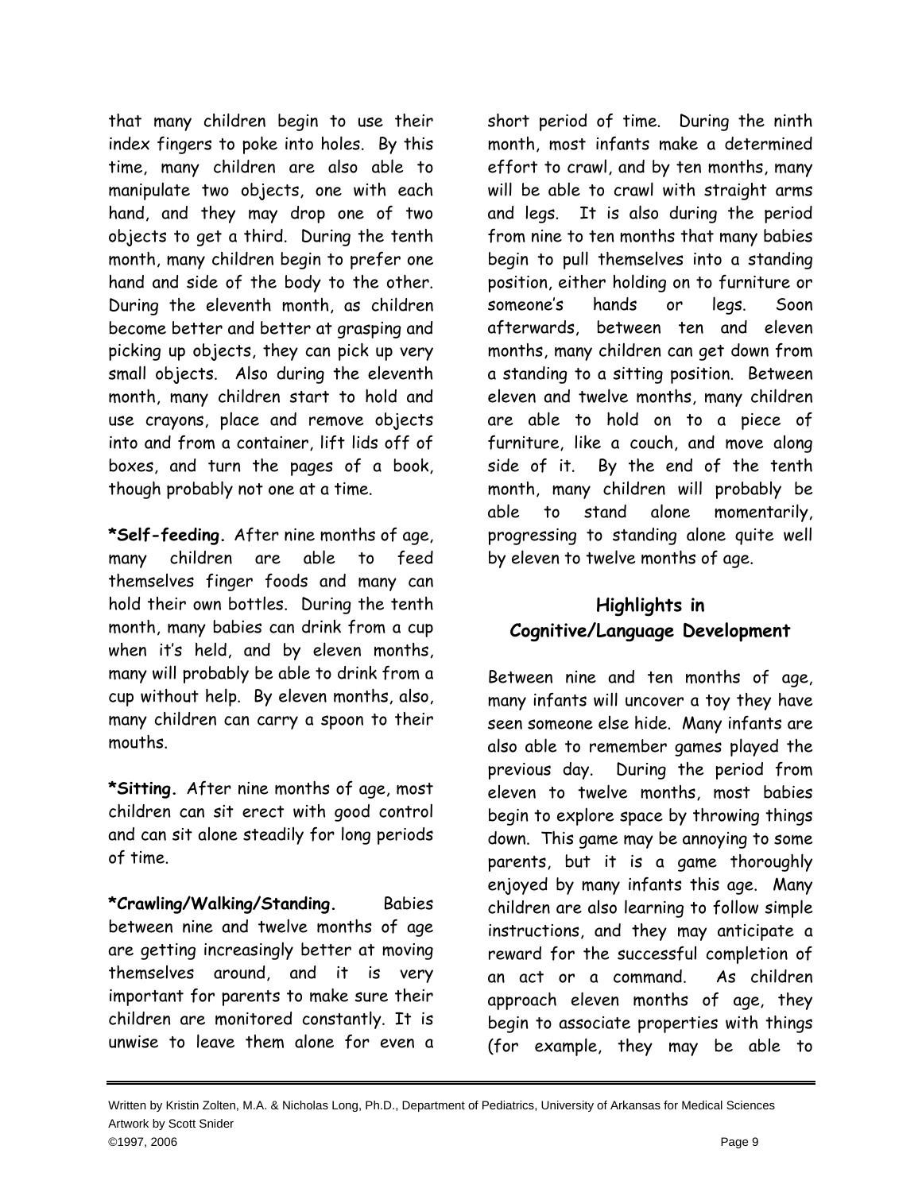that many children begin to use their index fingers to poke into holes. By this time, many children are also able to manipulate two objects, one with each hand, and they may drop one of two objects to get a third. During the tenth month, many children begin to prefer one hand and side of the body to the other. During the eleventh month, as children become better and better at grasping and picking up objects, they can pick up very small objects. Also during the eleventh month, many children start to hold and use crayons, place and remove objects into and from a container, lift lids off of boxes, and turn the pages of a book, though probably not one at a time.

**\*Self-feeding.** After nine months of age, many children are able to feed themselves finger foods and many can hold their own bottles. During the tenth month, many babies can drink from a cup when it's held, and by eleven months, many will probably be able to drink from a cup without help. By eleven months, also, many children can carry a spoon to their mouths.

**\*Sitting.** After nine months of age, most children can sit erect with good control and can sit alone steadily for long periods of time.

**\*Crawling/Walking/Standing.** Babies between nine and twelve months of age are getting increasingly better at moving themselves around, and it is very important for parents to make sure their children are monitored constantly. It is unwise to leave them alone for even a short period of time. During the ninth month, most infants make a determined effort to crawl, and by ten months, many will be able to crawl with straight arms and legs. It is also during the period from nine to ten months that many babies begin to pull themselves into a standing position, either holding on to furniture or someone's hands or legs. Soon afterwards, between ten and eleven months, many children can get down from a standing to a sitting position. Between eleven and twelve months, many children are able to hold on to a piece of furniture, like a couch, and move along side of it. By the end of the tenth month, many children will probably be able to stand alone momentarily, progressing to standing alone quite well by eleven to twelve months of age.

## Highlights in Cognitive/Language Development

Between nine and ten months of age, many infants will uncover a toy they have seen someone else hide. Many infants are also able to remember games played the previous day. During the period from eleven to twelve months, most babies begin to explore space by throwing things down. This game may be annoying to some parents, but it is a game thoroughly enjoyed by many infants this age. Many children are also learning to follow simple instructions, and they may anticipate a reward for the successful completion of an act or a command. As children approach eleven months of age, they begin to associate properties with things (for example, they may be able to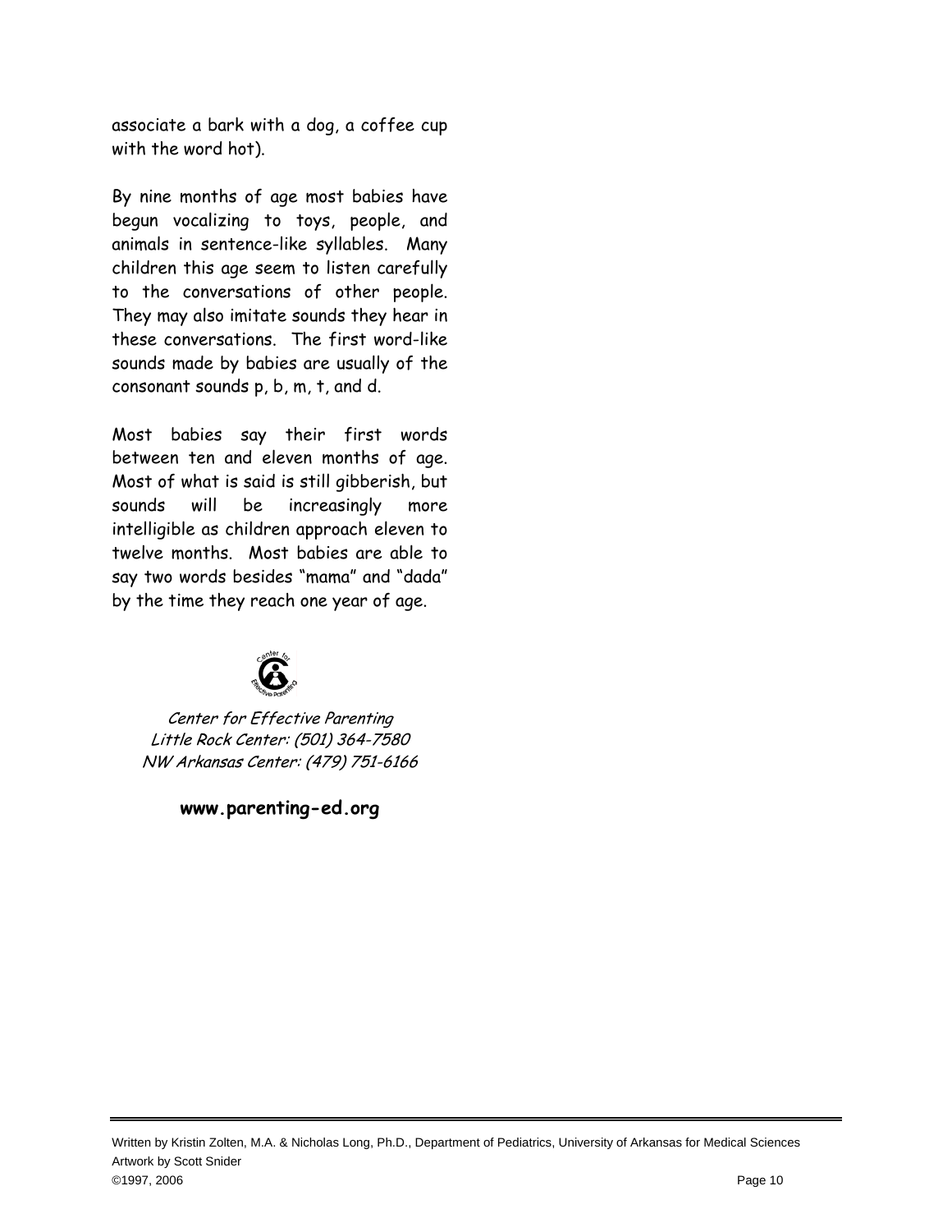associate a bark with a dog, a coffee cup with the word hot).

By nine months of age most babies have begun vocalizing to toys, people, and animals in sentence-like syllables. Many children this age seem to listen carefully to the conversations of other people. They may also imitate sounds they hear in these conversations. The first word-like sounds made by babies are usually of the consonant sounds p, b, m, t, and d.

Most babies say their first words between ten and eleven months of age. Most of what is said is still gibberish, but sounds will be increasingly more intelligible as children approach eleven to twelve months. Most babies are able to say two words besides "mama" and "dada" by the time they reach one year of age.

*Center for Effective Parenting*
*Little Rock Center: (501) 364-7580*
*NW Arkansas Center: (479) 751-6166*

**www.parenting-ed.org**

Written by Kristin Zolten, M.A. & Nicholas Long, Ph.D., Department of Pediatrics, University of Arkansas for Medical Sciences
Artwork by Scott Snider
©1997, 2006